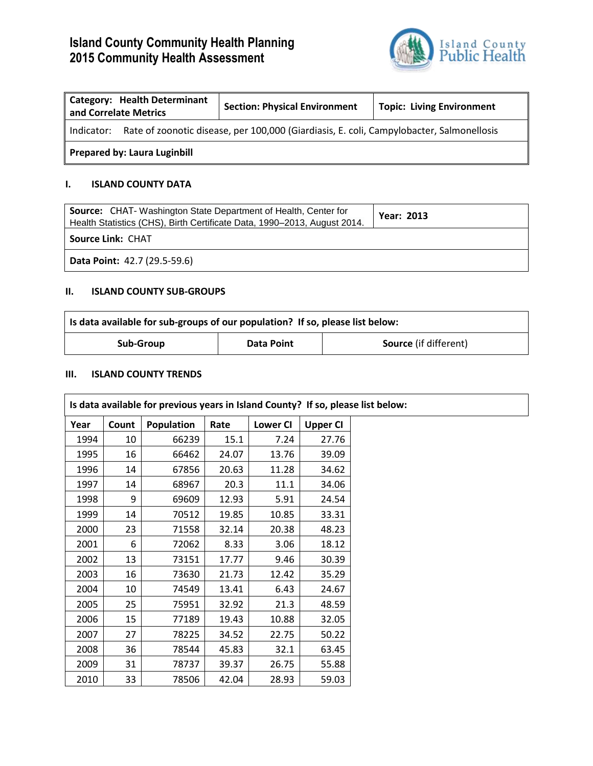# Island County Community Health Planning
# 2015 Community Health Assessment

| **Category: Health Determinant and Correlate Metrics** | **Section: Physical Environment** | **Topic: Living Environment** |
|---|---|---|
| Indicator: Rate of zoonotic disease, per 100,000 (Giardiasis, E. coli, Campylobacter, Salmonellosis | | |
| **Prepared by: Laura Luginbill** | | |

## I. ISLAND COUNTY DATA

| **Source:** CHAT- Washington State Department of Health, Center for Health Statistics (CHS), Birth Certificate Data, 1990–2013, August 2014. | **Year: 2013** |
|---|---|
| **Source Link:** CHAT | |
| **Data Point:** 42.7 (29.5-59.6) | |

## II. ISLAND COUNTY SUB-GROUPS

**Is data available for sub-groups of our population? If so, please list below:**

| Sub-Group | Data Point | Source (if different) |
|---|---|---|

## III. ISLAND COUNTY TRENDS

**Is data available for previous years in Island County? If so, please list below:**

| Year | Count | Population | Rate | Lower CI | Upper CI |
|---|---|---|---|---|---|
| 1994 | 10 | 66239 | 15.1 | 7.24 | 27.76 |
| 1995 | 16 | 66462 | 24.07 | 13.76 | 39.09 |
| 1996 | 14 | 67856 | 20.63 | 11.28 | 34.62 |
| 1997 | 14 | 68967 | 20.3 | 11.1 | 34.06 |
| 1998 | 9 | 69609 | 12.93 | 5.91 | 24.54 |
| 1999 | 14 | 70512 | 19.85 | 10.85 | 33.31 |
| 2000 | 23 | 71558 | 32.14 | 20.38 | 48.23 |
| 2001 | 6 | 72062 | 8.33 | 3.06 | 18.12 |
| 2002 | 13 | 73151 | 17.77 | 9.46 | 30.39 |
| 2003 | 16 | 73630 | 21.73 | 12.42 | 35.29 |
| 2004 | 10 | 74549 | 13.41 | 6.43 | 24.67 |
| 2005 | 25 | 75951 | 32.92 | 21.3 | 48.59 |
| 2006 | 15 | 77189 | 19.43 | 10.88 | 32.05 |
| 2007 | 27 | 78225 | 34.52 | 22.75 | 50.22 |
| 2008 | 36 | 78544 | 45.83 | 32.1 | 63.45 |
| 2009 | 31 | 78737 | 39.37 | 26.75 | 55.88 |
| 2010 | 33 | 78506 | 42.04 | 28.93 | 59.03 |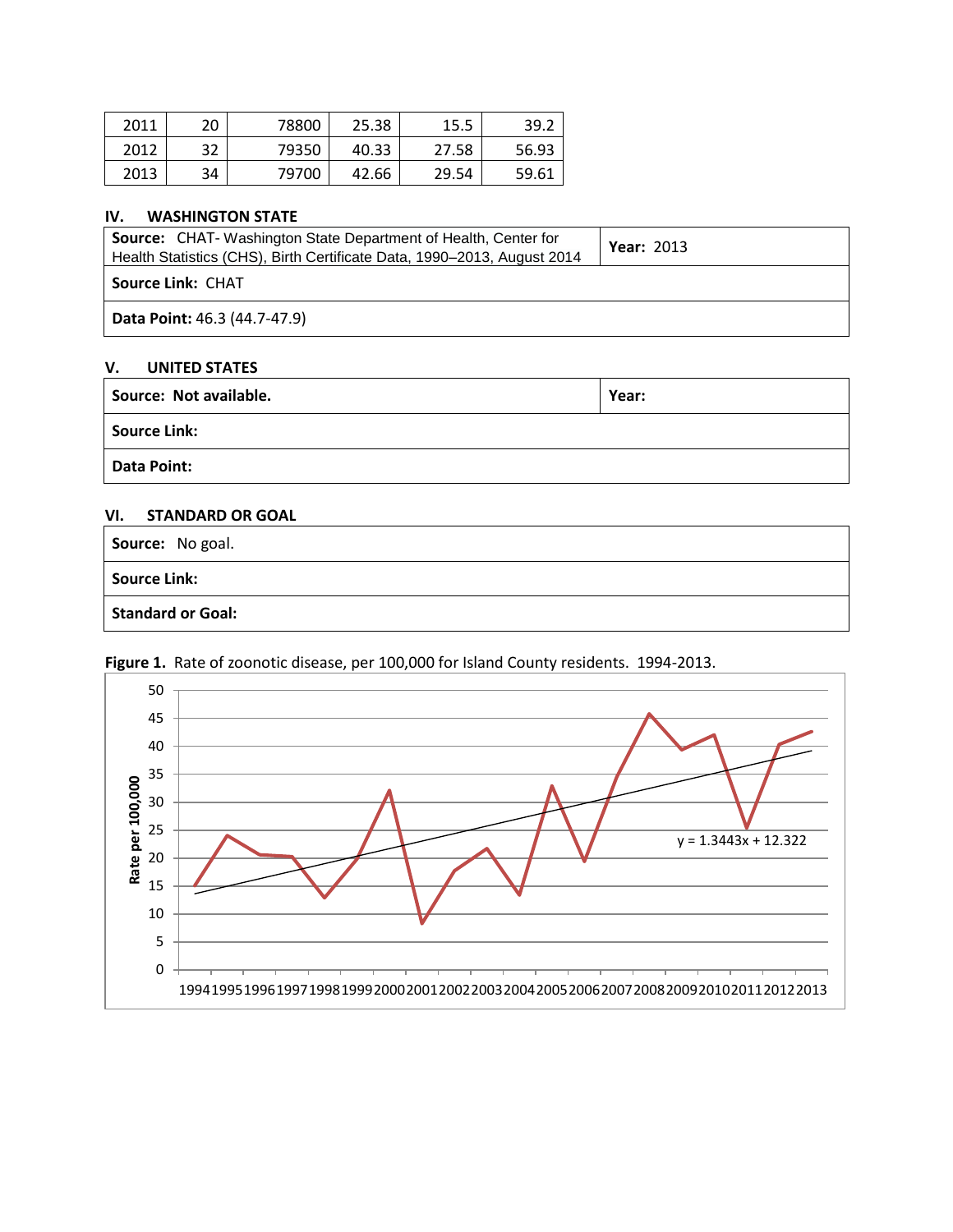| | | | | | |
|---|---|---|---|---|---|
| 2011 | 20 | 78800 | 25.38 | 15.5 | 39.2 |
| 2012 | 32 | 79350 | 40.33 | 27.58 | 56.93 |
| 2013 | 34 | 79700 | 42.66 | 29.54 | 59.61 |

## IV. WASHINGTON STATE

| | |
|---|---|
| **Source:** CHAT- Washington State Department of Health, Center for Health Statistics (CHS), Birth Certificate Data, 1990–2013, August 2014 | **Year:** 2013 |
| **Source Link:** CHAT | |
| **Data Point:** 46.3 (44.7-47.9) | |

## V. UNITED STATES

| | |
|---|---|
| **Source: Not available.** | **Year:** |
| **Source Link:** | |
| **Data Point:** | |

## VI. STANDARD OR GOAL

| |
|---|
| **Source:** No goal. |
| **Source Link:** |
| **Standard or Goal:** |

**Figure 1.** Rate of zoonotic disease, per 100,000 for Island County residents. 1994-2013.

Rate per 100,000

0
5
10
15
20
25
30
35
40
45
50

1994 1995 1996 1997 1998 1999 2000 2001 2002 2003 2004 2005 2006 2007 2008 2009 2010 2011 2012 2013

y = 1.3443x + 12.322